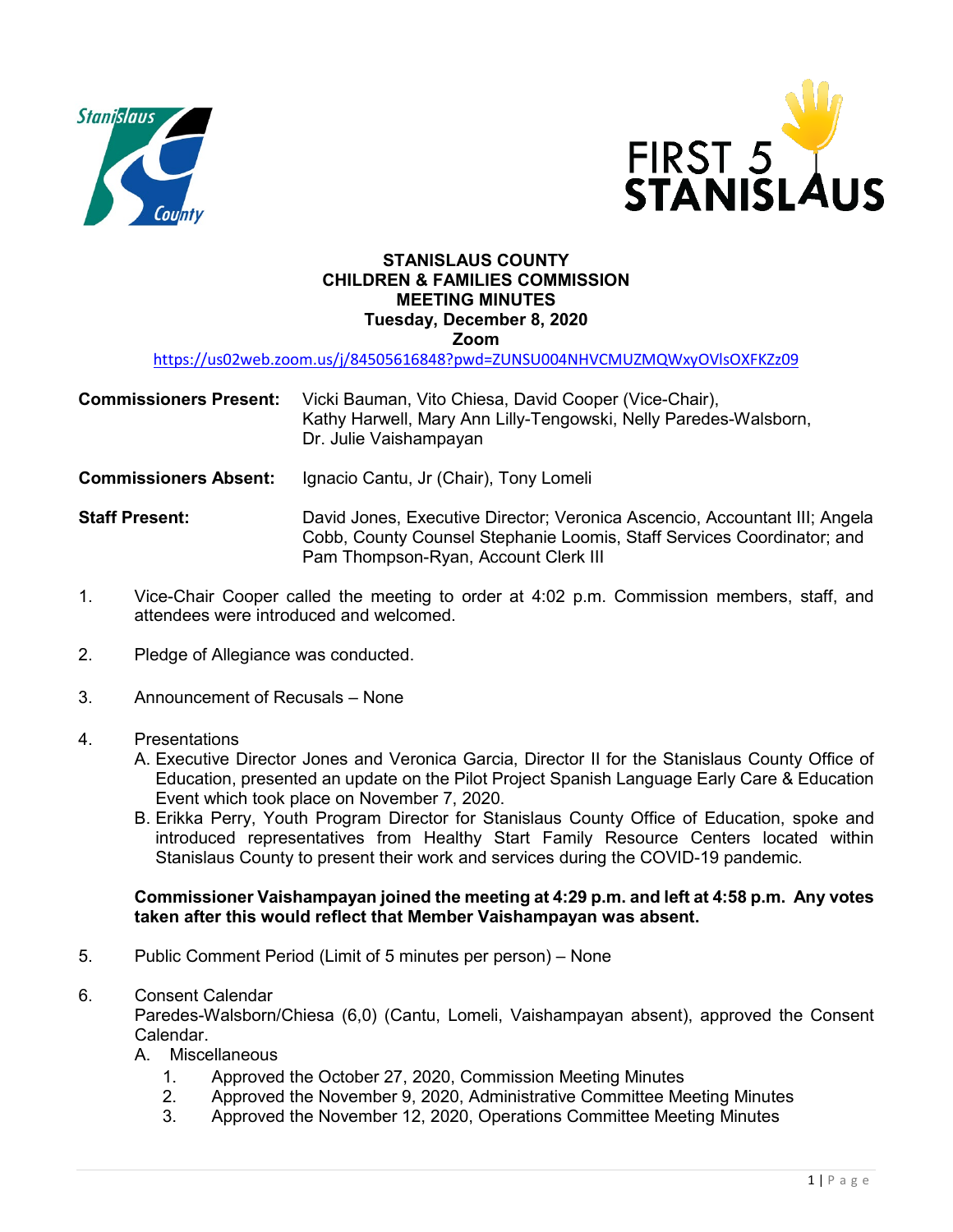**STANISLAUS COUNTY**
**CHILDREN & FAMILIES COMMISSION**
**MEETING MINUTES**
**Tuesday, December 8, 2020**
**Zoom**

https://us02web.zoom.us/j/84505616848?pwd=ZUNSU004NHVCMUZMQWxyOVlsOXFKZz09

**Commissioners Present:** Vicki Bauman, Vito Chiesa, David Cooper (Vice-Chair), Kathy Harwell, Mary Ann Lilly-Tengowski, Nelly Paredes-Walsborn, Dr. Julie Vaishampayan

**Commissioners Absent:** Ignacio Cantu, Jr (Chair), Tony Lomeli

**Staff Present:** David Jones, Executive Director; Veronica Ascencio, Accountant III; Angela Cobb, County Counsel Stephanie Loomis, Staff Services Coordinator; and Pam Thompson-Ryan, Account Clerk III

1. Vice-Chair Cooper called the meeting to order at 4:02 p.m. Commission members, staff, and attendees were introduced and welcomed.

2. Pledge of Allegiance was conducted.

3. Announcement of Recusals – None

4. Presentations
   A. Executive Director Jones and Veronica Garcia, Director II for the Stanislaus County Office of Education, presented an update on the Pilot Project Spanish Language Early Care & Education Event which took place on November 7, 2020.
   B. Erikka Perry, Youth Program Director for Stanislaus County Office of Education, spoke and introduced representatives from Healthy Start Family Resource Centers located within Stanislaus County to present their work and services during the COVID-19 pandemic.

   **Commissioner Vaishampayan joined the meeting at 4:29 p.m. and left at 4:58 p.m. Any votes taken after this would reflect that Member Vaishampayan was absent.**

5. Public Comment Period (Limit of 5 minutes per person) – None

6. Consent Calendar
   Paredes-Walsborn/Chiesa (6,0) (Cantu, Lomeli, Vaishampayan absent), approved the Consent Calendar.
   A. Miscellaneous
      1. Approved the October 27, 2020, Commission Meeting Minutes
      2. Approved the November 9, 2020, Administrative Committee Meeting Minutes
      3. Approved the November 12, 2020, Operations Committee Meeting Minutes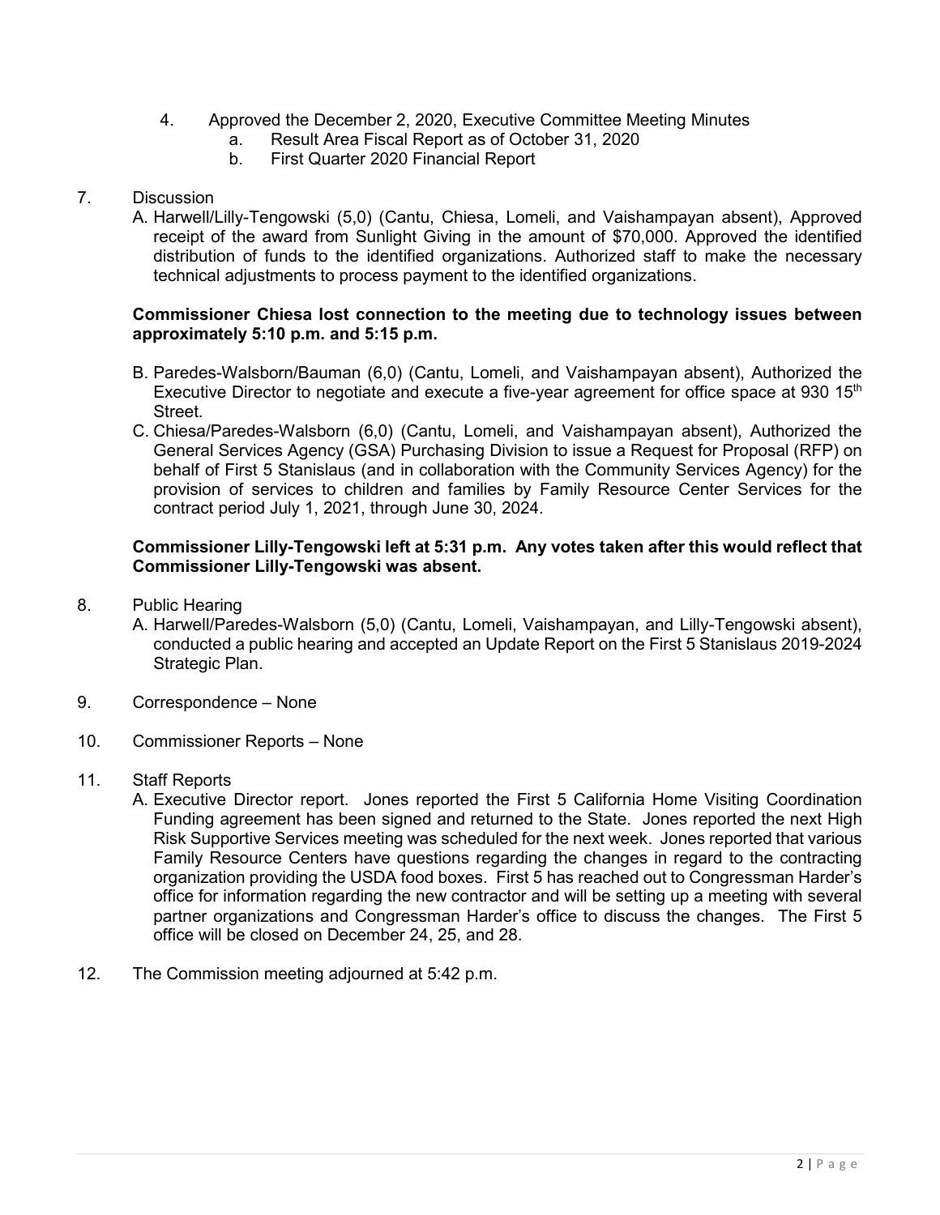4. Approved the December 2, 2020, Executive Committee Meeting Minutes
   a. Result Area Fiscal Report as of October 31, 2020
   b. First Quarter 2020 Financial Report

7. Discussion
   A. Harwell/Lilly-Tengowski (5,0) (Cantu, Chiesa, Lomeli, and Vaishampayan absent), Approved receipt of the award from Sunlight Giving in the amount of $70,000. Approved the identified distribution of funds to the identified organizations. Authorized staff to make the necessary technical adjustments to process payment to the identified organizations.

   **Commissioner Chiesa lost connection to the meeting due to technology issues between approximately 5:10 p.m. and 5:15 p.m.**

   B. Paredes-Walsborn/Bauman (6,0) (Cantu, Lomeli, and Vaishampayan absent), Authorized the Executive Director to negotiate and execute a five-year agreement for office space at 930 15th Street.
   C. Chiesa/Paredes-Walsborn (6,0) (Cantu, Lomeli, and Vaishampayan absent), Authorized the General Services Agency (GSA) Purchasing Division to issue a Request for Proposal (RFP) on behalf of First 5 Stanislaus (and in collaboration with the Community Services Agency) for the provision of services to children and families by Family Resource Center Services for the contract period July 1, 2021, through June 30, 2024.

   **Commissioner Lilly-Tengowski left at 5:31 p.m. Any votes taken after this would reflect that Commissioner Lilly-Tengowski was absent.**

8. Public Hearing
   A. Harwell/Paredes-Walsborn (5,0) (Cantu, Lomeli, Vaishampayan, and Lilly-Tengowski absent), conducted a public hearing and accepted an Update Report on the First 5 Stanislaus 2019-2024 Strategic Plan.

9. Correspondence – None

10. Commissioner Reports – None

11. Staff Reports
    A. Executive Director report. Jones reported the First 5 California Home Visiting Coordination Funding agreement has been signed and returned to the State. Jones reported the next High Risk Supportive Services meeting was scheduled for the next week. Jones reported that various Family Resource Centers have questions regarding the changes in regard to the contracting organization providing the USDA food boxes. First 5 has reached out to Congressman Harder's office for information regarding the new contractor and will be setting up a meeting with several partner organizations and Congressman Harder's office to discuss the changes. The First 5 office will be closed on December 24, 25, and 28.

12. The Commission meeting adjourned at 5:42 p.m.